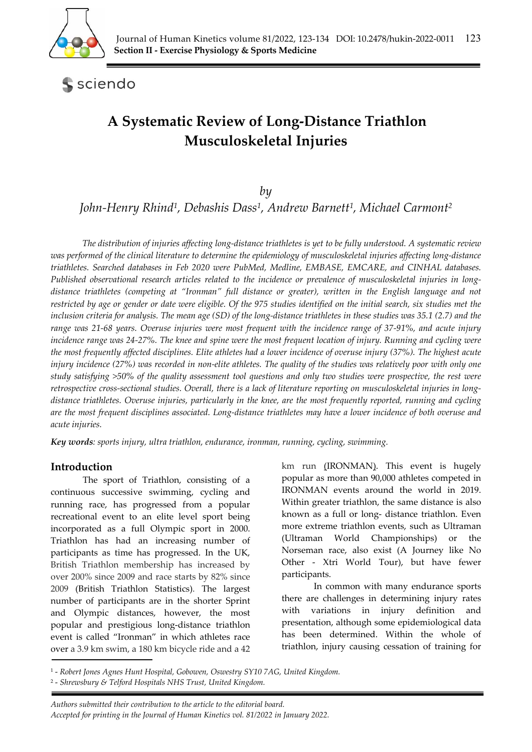# A Systematic Review of Long-Distance Triathlon Musculoskeletal Injuries

*by*

*John-Henry Rhind[1], Debashis Dass[1], Andrew Barnett[1], Michael Carmont[2]*

*The distribution of injuries affecting long-distance triathletes is yet to be fully understood. A systematic review was performed of the clinical literature to determine the epidemiology of musculoskeletal injuries affecting long-distance triathletes. Searched databases in Feb 2020 were PubMed, Medline, EMBASE, EMCARE, and CINHAL databases. Published observational research articles related to the incidence or prevalence of musculoskeletal injuries in long-distance triathletes (competing at "Ironman" full distance or greater), written in the English language and not restricted by age or gender or date were eligible. Of the 975 studies identified on the initial search, six studies met the inclusion criteria for analysis. The mean age (SD) of the long-distance triathletes in these studies was 35.1 (2.7) and the range was 21-68 years. Overuse injuries were most frequent with the incidence range of 37-91%, and acute injury incidence range was 24-27%. The knee and spine were the most frequent location of injury. Running and cycling were the most frequently affected disciplines. Elite athletes had a lower incidence of overuse injury (37%). The highest acute injury incidence (27%) was recorded in non-elite athletes. The quality of the studies was relatively poor with only one study satisfying >50% of the quality assessment tool questions and only two studies were prospective, the rest were retrospective cross-sectional studies. Overall, there is a lack of literature reporting on musculoskeletal injuries in long-distance triathletes. Overuse injuries, particularly in the knee, are the most frequently reported, running and cycling are the most frequent disciplines associated. Long-distance triathletes may have a lower incidence of both overuse and acute injuries.*

***Key words**: sports injury, ultra triathlon, endurance, ironman, running, cycling, swimming.*

## Introduction

The sport of Triathlon, consisting of a continuous successive swimming, cycling and running race, has progressed from a popular recreational event to an elite level sport being incorporated as a full Olympic sport in 2000. Triathlon has had an increasing number of participants as time has progressed. In the UK, British Triathlon membership has increased by over 200% since 2009 and race starts by 82% since 2009 (British Triathlon Statistics). The largest number of participants are in the shorter Sprint and Olympic distances, however, the most popular and prestigious long-distance triathlon event is called "Ironman" in which athletes race over a 3.9 km swim, a 180 km bicycle ride and a 42 km run (IRONMAN). This event is hugely popular as more than 90,000 athletes competed in IRONMAN events around the world in 2019. Within greater triathlon, the same distance is also known as a full or long- distance triathlon. Even more extreme triathlon events, such as Ultraman (Ultraman World Championships) or the Norseman race, also exist (A Journey like No Other - Xtri World Tour), but have fewer participants.

In common with many endurance sports there are challenges in determining injury rates with variations in injury definition and presentation, although some epidemiological data has been determined. Within the whole of triathlon, injury causing cessation of training for

[1] - Robert Jones Agnes Hunt Hospital, Gobowen, Oswestry SY10 7AG, United Kingdom.
[2] - Shrewsbury & Telford Hospitals NHS Trust, United Kingdom.

*Authors submitted their contribution to the article to the editorial board.*
*Accepted for printing in the Journal of Human Kinetics vol. 81/2022 in January 2022.*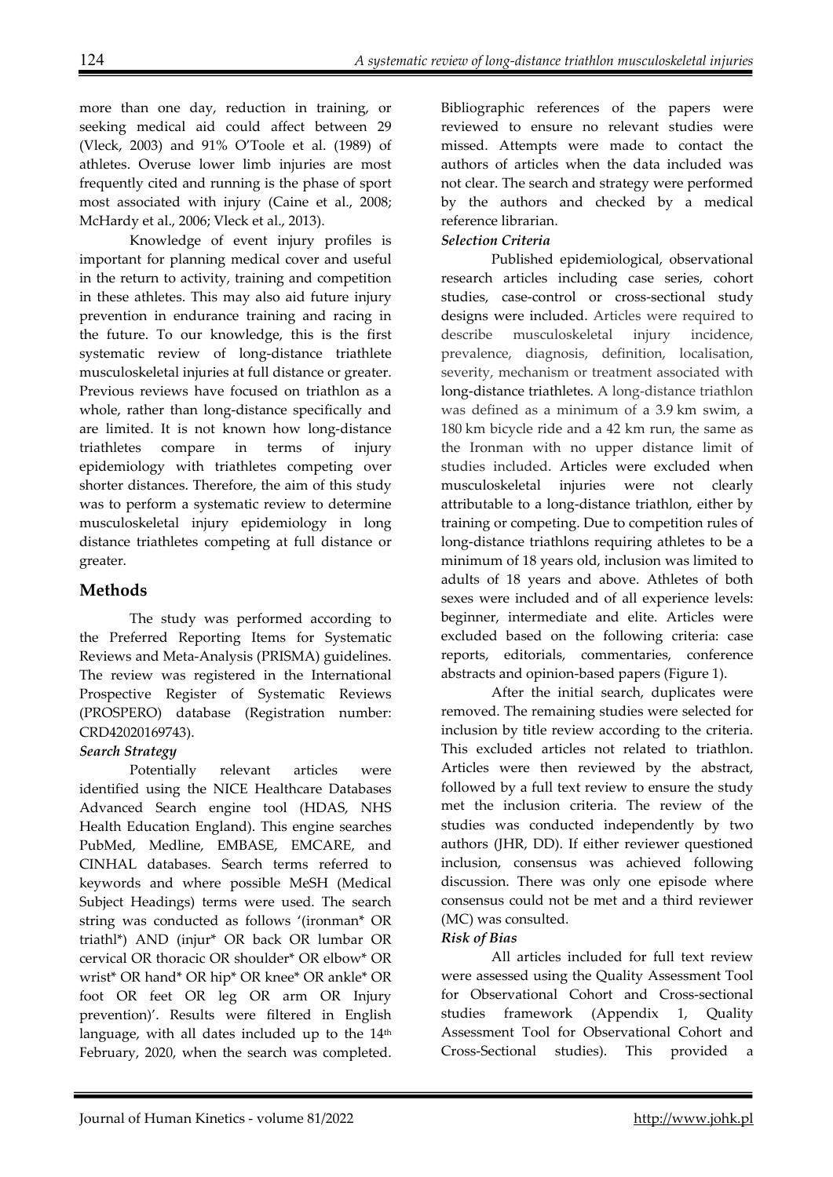more than one day, reduction in training, or seeking medical aid could affect between 29 (Vleck, 2003) and 91% O'Toole et al. (1989) of athletes. Overuse lower limb injuries are most frequently cited and running is the phase of sport most associated with injury (Caine et al., 2008; McHardy et al., 2006; Vleck et al., 2013).

Knowledge of event injury profiles is important for planning medical cover and useful in the return to activity, training and competition in these athletes. This may also aid future injury prevention in endurance training and racing in the future. To our knowledge, this is the first systematic review of long-distance triathlete musculoskeletal injuries at full distance or greater. Previous reviews have focused on triathlon as a whole, rather than long-distance specifically and are limited. It is not known how long-distance triathletes compare in terms of injury epidemiology with triathletes competing over shorter distances. Therefore, the aim of this study was to perform a systematic review to determine musculoskeletal injury epidemiology in long distance triathletes competing at full distance or greater.

## Methods

The study was performed according to the Preferred Reporting Items for Systematic Reviews and Meta-Analysis (PRISMA) guidelines. The review was registered in the International Prospective Register of Systematic Reviews (PROSPERO) database (Registration number: CRD42020169743).

***Search Strategy***

Potentially relevant articles were identified using the NICE Healthcare Databases Advanced Search engine tool (HDAS, NHS Health Education England). This engine searches PubMed, Medline, EMBASE, EMCARE, and CINHAL databases. Search terms referred to keywords and where possible MeSH (Medical Subject Headings) terms were used. The search string was conducted as follows '(ironman* OR triathl*) AND (injur* OR back OR lumbar OR cervical OR thoracic OR shoulder* OR elbow* OR wrist* OR hand* OR hip* OR knee* OR ankle* OR foot OR feet OR leg OR arm OR Injury prevention)'. Results were filtered in English language, with all dates included up to the 14th February, 2020, when the search was completed. Bibliographic references of the papers were reviewed to ensure no relevant studies were missed. Attempts were made to contact the authors of articles when the data included was not clear. The search and strategy were performed by the authors and checked by a medical reference librarian.

***Selection Criteria***

Published epidemiological, observational research articles including case series, cohort studies, case-control or cross-sectional study designs were included. Articles were required to describe musculoskeletal injury incidence, prevalence, diagnosis, definition, localisation, severity, mechanism or treatment associated with long-distance triathletes. A long-distance triathlon was defined as a minimum of a 3.9 km swim, a 180 km bicycle ride and a 42 km run, the same as the Ironman with no upper distance limit of studies included. Articles were excluded when musculoskeletal injuries were not clearly attributable to a long-distance triathlon, either by training or competing. Due to competition rules of long-distance triathlons requiring athletes to be a minimum of 18 years old, inclusion was limited to adults of 18 years and above. Athletes of both sexes were included and of all experience levels: beginner, intermediate and elite. Articles were excluded based on the following criteria: case reports, editorials, commentaries, conference abstracts and opinion-based papers (Figure 1).

After the initial search, duplicates were removed. The remaining studies were selected for inclusion by title review according to the criteria. This excluded articles not related to triathlon. Articles were then reviewed by the abstract, followed by a full text review to ensure the study met the inclusion criteria. The review of the studies was conducted independently by two authors (JHR, DD). If either reviewer questioned inclusion, consensus was achieved following discussion. There was only one episode where consensus could not be met and a third reviewer (MC) was consulted.

***Risk of Bias***

All articles included for full text review were assessed using the Quality Assessment Tool for Observational Cohort and Cross-sectional studies framework (Appendix 1, Quality Assessment Tool for Observational Cohort and Cross-Sectional studies). This provided a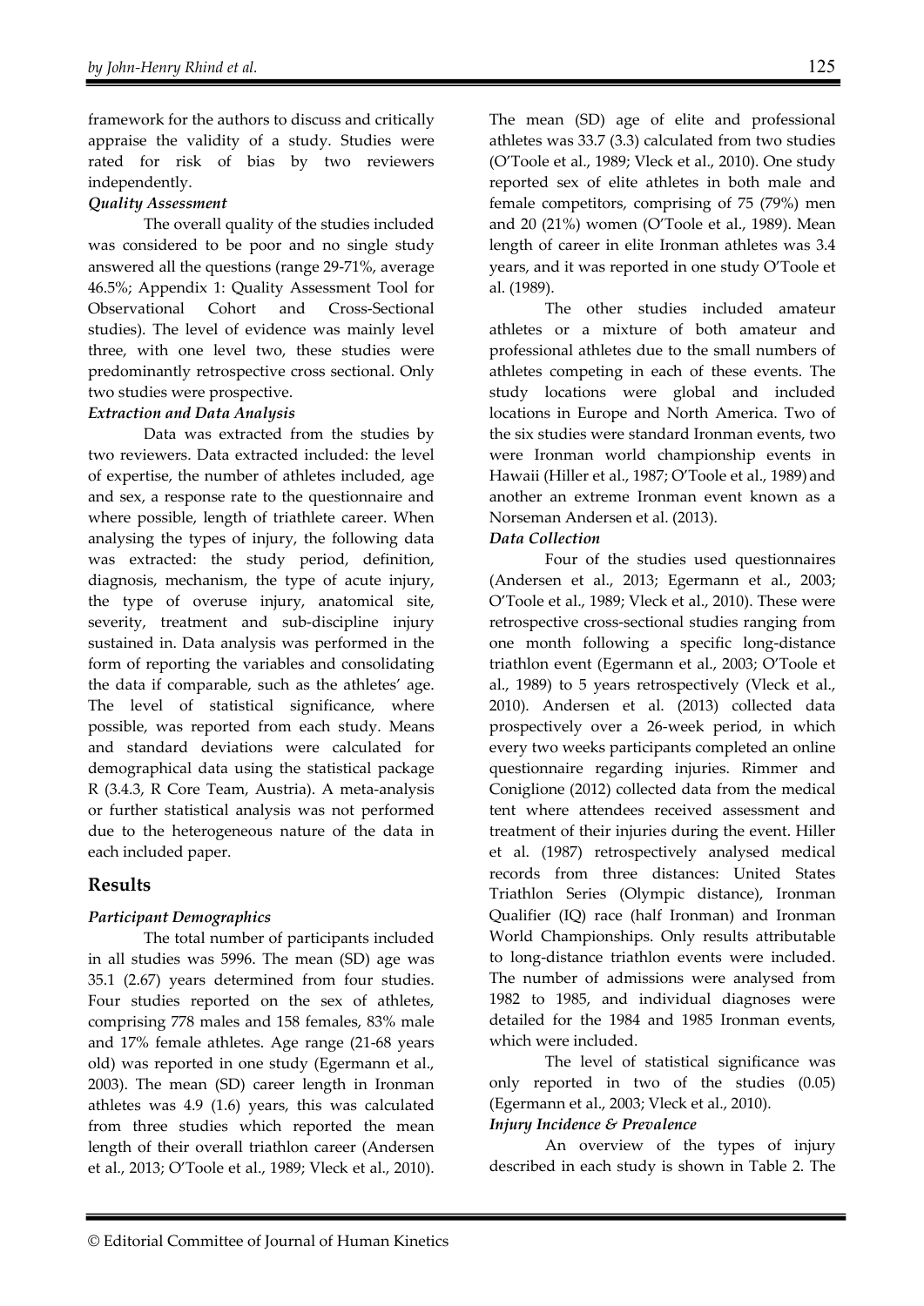framework for the authors to discuss and critically appraise the validity of a study. Studies were rated for risk of bias by two reviewers independently.

### *Quality Assessment*

The overall quality of the studies included was considered to be poor and no single study answered all the questions (range 29-71%, average 46.5%; Appendix 1: Quality Assessment Tool for Observational Cohort and Cross-Sectional studies). The level of evidence was mainly level three, with one level two, these studies were predominantly retrospective cross sectional. Only two studies were prospective.

### *Extraction and Data Analysis*

Data was extracted from the studies by two reviewers. Data extracted included: the level of expertise, the number of athletes included, age and sex, a response rate to the questionnaire and where possible, length of triathlete career. When analysing the types of injury, the following data was extracted: the study period, definition, diagnosis, mechanism, the type of acute injury, the type of overuse injury, anatomical site, severity, treatment and sub-discipline injury sustained in. Data analysis was performed in the form of reporting the variables and consolidating the data if comparable, such as the athletes' age. The level of statistical significance, where possible, was reported from each study. Means and standard deviations were calculated for demographical data using the statistical package R (3.4.3, R Core Team, Austria). A meta-analysis or further statistical analysis was not performed due to the heterogeneous nature of the data in each included paper.

## Results

### *Participant Demographics*

The total number of participants included in all studies was 5996. The mean (SD) age was 35.1 (2.67) years determined from four studies. Four studies reported on the sex of athletes, comprising 778 males and 158 females, 83% male and 17% female athletes. Age range (21-68 years old) was reported in one study (Egermann et al., 2003). The mean (SD) career length in Ironman athletes was 4.9 (1.6) years, this was calculated from three studies which reported the mean length of their overall triathlon career (Andersen et al., 2013; O'Toole et al., 1989; Vleck et al., 2010). The mean (SD) age of elite and professional athletes was 33.7 (3.3) calculated from two studies (O'Toole et al., 1989; Vleck et al., 2010). One study reported sex of elite athletes in both male and female competitors, comprising of 75 (79%) men and 20 (21%) women (O'Toole et al., 1989). Mean length of career in elite Ironman athletes was 3.4 years, and it was reported in one study O'Toole et al. (1989).

The other studies included amateur athletes or a mixture of both amateur and professional athletes due to the small numbers of athletes competing in each of these events. The study locations were global and included locations in Europe and North America. Two of the six studies were standard Ironman events, two were Ironman world championship events in Hawaii (Hiller et al., 1987; O'Toole et al., 1989) and another an extreme Ironman event known as a Norseman Andersen et al. (2013).

### *Data Collection*

Four of the studies used questionnaires (Andersen et al., 2013; Egermann et al., 2003; O'Toole et al., 1989; Vleck et al., 2010). These were retrospective cross-sectional studies ranging from one month following a specific long-distance triathlon event (Egermann et al., 2003; O'Toole et al., 1989) to 5 years retrospectively (Vleck et al., 2010). Andersen et al. (2013) collected data prospectively over a 26-week period, in which every two weeks participants completed an online questionnaire regarding injuries. Rimmer and Coniglione (2012) collected data from the medical tent where attendees received assessment and treatment of their injuries during the event. Hiller et al. (1987) retrospectively analysed medical records from three distances: United States Triathlon Series (Olympic distance), Ironman Qualifier (IQ) race (half Ironman) and Ironman World Championships. Only results attributable to long-distance triathlon events were included. The number of admissions were analysed from 1982 to 1985, and individual diagnoses were detailed for the 1984 and 1985 Ironman events, which were included.

The level of statistical significance was only reported in two of the studies (0.05) (Egermann et al., 2003; Vleck et al., 2010).

### *Injury Incidence & Prevalence*

An overview of the types of injury described in each study is shown in Table 2. The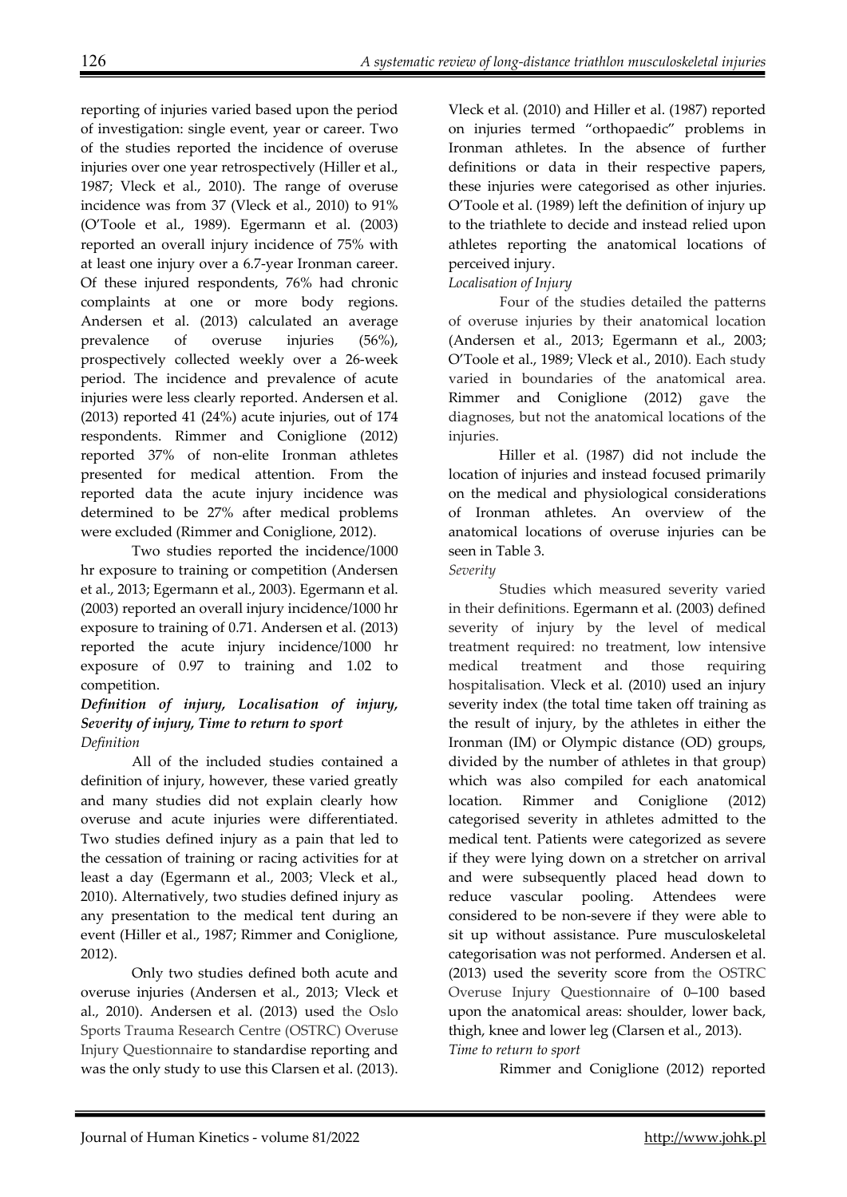reporting of injuries varied based upon the period of investigation: single event, year or career. Two of the studies reported the incidence of overuse injuries over one year retrospectively (Hiller et al., 1987; Vleck et al., 2010). The range of overuse injuries incidence was from 37 (Vleck et al., 2010) to 91% (O'Toole et al., 1989). Egermann et al. (2003) reported an overall injury incidence of 75% with at least one injury over a 6.7-year Ironman career. Of these injured respondents, 76% had chronic complaints at one or more body regions. Andersen et al. (2013) calculated an average prevalence of overuse injuries (56%), prospectively collected weekly over a 26-week period. The incidence and prevalence of acute injuries were less clearly reported. Andersen et al. (2013) reported 41 (24%) acute injuries, out of 174 respondents. Rimmer and Coniglione (2012) reported 37% of non-elite Ironman athletes presented for medical attention. From the reported data the acute injury incidence was determined to be 27% after medical problems were excluded (Rimmer and Coniglione, 2012).

Two studies reported the incidence/1000 hr exposure to training or competition (Andersen et al., 2013; Egermann et al., 2003). Egermann et al. (2003) reported an overall injury incidence/1000 hr exposure to training of 0.71. Andersen et al. (2013) reported the acute injury incidence/1000 hr exposure of 0.97 to training and 1.02 to competition.

### *Definition of injury, Localisation of injury, Severity of injury, Time to return to sport*

*Definition*

All of the included studies contained a definition of injury, however, these varied greatly and many studies did not explain clearly how overuse and acute injuries were differentiated. Two studies defined injury as a pain that led to the cessation of training or racing activities for at least a day (Egermann et al., 2003; Vleck et al., 2010). Alternatively, two studies defined injury as any presentation to the medical tent during an event (Hiller et al., 1987; Rimmer and Coniglione, 2012).

Only two studies defined both acute and overuse injuries (Andersen et al., 2013; Vleck et al., 2010). Andersen et al. (2013) used the Oslo Sports Trauma Research Centre (OSTRC) Overuse Injury Questionnaire to standardise reporting and was the only study to use this Clarsen et al. (2013). Vleck et al. (2010) and Hiller et al. (1987) reported on injuries termed "orthopaedic" problems in Ironman athletes. In the absence of further definitions or data in their respective papers, these injuries were categorised as other injuries. O'Toole et al. (1989) left the definition of injury up to the triathlete to decide and instead relied upon athletes reporting the anatomical locations of perceived injury.

*Localisation of Injury*

Four of the studies detailed the patterns of overuse injuries by their anatomical location (Andersen et al., 2013; Egermann et al., 2003; O'Toole et al., 1989; Vleck et al., 2010). Each study varied in boundaries of the anatomical area. Rimmer and Coniglione (2012) gave the diagnoses, but not the anatomical locations of the injuries.

Hiller et al. (1987) did not include the location of injuries and instead focused primarily on the medical and physiological considerations of Ironman athletes. An overview of the anatomical locations of overuse injuries can be seen in Table 3.

*Severity*

Studies which measured severity varied in their definitions. Egermann et al. (2003) defined severity of injury by the level of medical treatment required: no treatment, low intensive medical treatment and those requiring hospitalisation. Vleck et al. (2010) used an injury severity index (the total time taken off training as the result of injury, by the athletes in either the Ironman (IM) or Olympic distance (OD) groups, divided by the number of athletes in that group) which was also compiled for each anatomical location. Rimmer and Coniglione (2012) categorised severity in athletes admitted to the medical tent. Patients were categorized as severe if they were lying down on a stretcher on arrival and were subsequently placed head down to reduce vascular pooling. Attendees were considered to be non-severe if they were able to sit up without assistance. Pure musculoskeletal categorisation was not performed. Andersen et al. (2013) used the severity score from the OSTRC Overuse Injury Questionnaire of 0–100 based upon the anatomical areas: shoulder, lower back, thigh, knee and lower leg (Clarsen et al., 2013).

*Time to return to sport*

Rimmer and Coniglione (2012) reported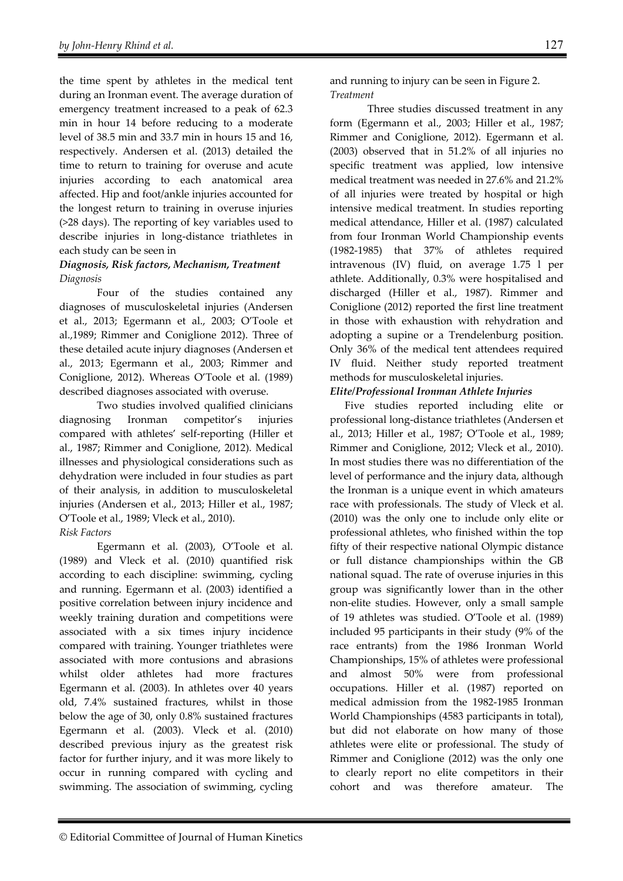the time spent by athletes in the medical tent during an Ironman event. The average duration of emergency treatment increased to a peak of 62.3 min in hour 14 before reducing to a moderate level of 38.5 min and 33.7 min in hours 15 and 16, respectively. Andersen et al. (2013) detailed the time to return to training for overuse and acute injuries according to each anatomical area affected. Hip and foot/ankle injuries accounted for the longest return to training in overuse injuries (>28 days). The reporting of key variables used to describe injuries in long-distance triathletes in each study can be seen in

### *Diagnosis, Risk factors, Mechanism, Treatment*

*Diagnosis*

Four of the studies contained any diagnoses of musculoskeletal injuries (Andersen et al., 2013; Egermann et al., 2003; O'Toole et al.,1989; Rimmer and Coniglione 2012). Three of these detailed acute injury diagnoses (Andersen et al., 2013; Egermann et al., 2003; Rimmer and Coniglione, 2012). Whereas O'Toole et al. (1989) described diagnoses associated with overuse.

Two studies involved qualified clinicians diagnosing Ironman competitor's injuries compared with athletes' self-reporting (Hiller et al., 1987; Rimmer and Coniglione, 2012). Medical illnesses and physiological considerations such as dehydration were included in four studies as part of their analysis, in addition to musculoskeletal injuries (Andersen et al., 2013; Hiller et al., 1987; O'Toole et al., 1989; Vleck et al., 2010).

*Risk Factors*

Egermann et al. (2003), O'Toole et al. (1989) and Vleck et al. (2010) quantified risk according to each discipline: swimming, cycling and running. Egermann et al. (2003) identified a positive correlation between injury incidence and weekly training duration and competitions were associated with a six times injury incidence compared with training. Younger triathletes were associated with more contusions and abrasions whilst older athletes had more fractures Egermann et al. (2003). In athletes over 40 years old, 7.4% sustained fractures, whilst in those below the age of 30, only 0.8% sustained fractures Egermann et al. (2003). Vleck et al. (2010) described previous injury as the greatest risk factor for further injury, and it was more likely to occur in running compared with cycling and swimming. The association of swimming, cycling and running to injury can be seen in Figure 2.

*Treatment*

Three studies discussed treatment in any form (Egermann et al., 2003; Hiller et al., 1987; Rimmer and Coniglione, 2012). Egermann et al. (2003) observed that in 51.2% of all injuries no specific treatment was applied, low intensive medical treatment was needed in 27.6% and 21.2% of all injuries were treated by hospital or high intensive medical treatment. In studies reporting medical attendance, Hiller et al. (1987) calculated from four Ironman World Championship events (1982-1985) that 37% of athletes required intravenous (IV) fluid, on average 1.75 l per athlete. Additionally, 0.3% were hospitalised and discharged (Hiller et al., 1987). Rimmer and Coniglione (2012) reported the first line treatment in those with exhaustion with rehydration and adopting a supine or a Trendelenburg position. Only 36% of the medical tent attendees required IV fluid. Neither study reported treatment methods for musculoskeletal injuries.

### *Elite/Professional Ironman Athlete Injuries*

Five studies reported including elite or professional long-distance triathletes (Andersen et al., 2013; Hiller et al., 1987; O'Toole et al., 1989; Rimmer and Coniglione, 2012; Vleck et al., 2010). In most studies there was no differentiation of the level of performance and the injury data, although the Ironman is a unique event in which amateurs race with professionals. The study of Vleck et al. (2010) was the only one to include only elite or professional athletes, who finished within the top fifty of their respective national Olympic distance or full distance championships within the GB national squad. The rate of overuse injuries in this group was significantly lower than in the other non-elite studies. However, only a small sample of 19 athletes was studied. O'Toole et al. (1989) included 95 participants in their study (9% of the race entrants) from the 1986 Ironman World Championships, 15% of athletes were professional and almost 50% were from professional occupations. Hiller et al. (1987) reported on medical admission from the 1982-1985 Ironman World Championships (4583 participants in total), but did not elaborate on how many of those athletes were elite or professional. The study of Rimmer and Coniglione (2012) was the only one to clearly report no elite competitors in their cohort and was therefore amateur. The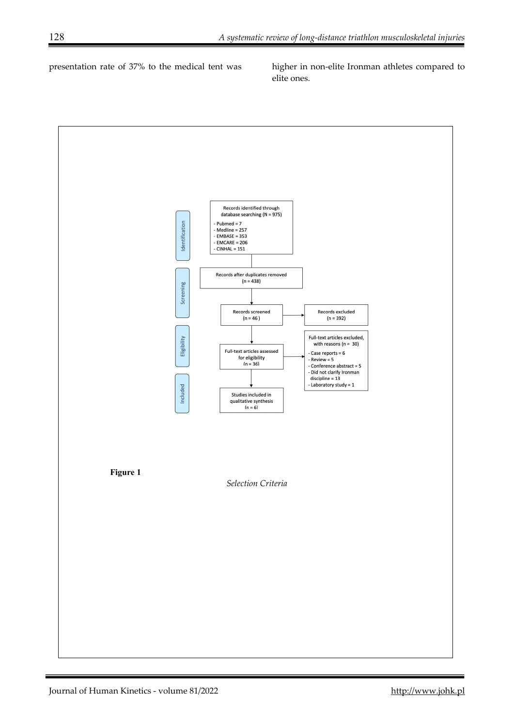presentation rate of 37% to the medical tent was higher in non-elite Ironman athletes compared to elite ones.

Identification

Records identified through database searching (N = 975)
- Pubmed = 7
- Medline = 257
- EMBASE = 353
- EMCARE = 206
- CINHAL = 151

Screening

Records after duplicates removed (n = 438)

Records screened (n = 46 )

Records excluded (n = 392)

Eligibility

Full-text articles assessed for eligibility (n = 36)

Full-text articles excluded, with reasons (n = 30)
- Case reports = 6
- Review = 5
- Conference abstract = 5
- Did not clarify Ironman discipline = 13
- Laboratory study = 1

Included

Studies included in qualitative synthesis (n = 6)

**Figure 1**

*Selection Criteria*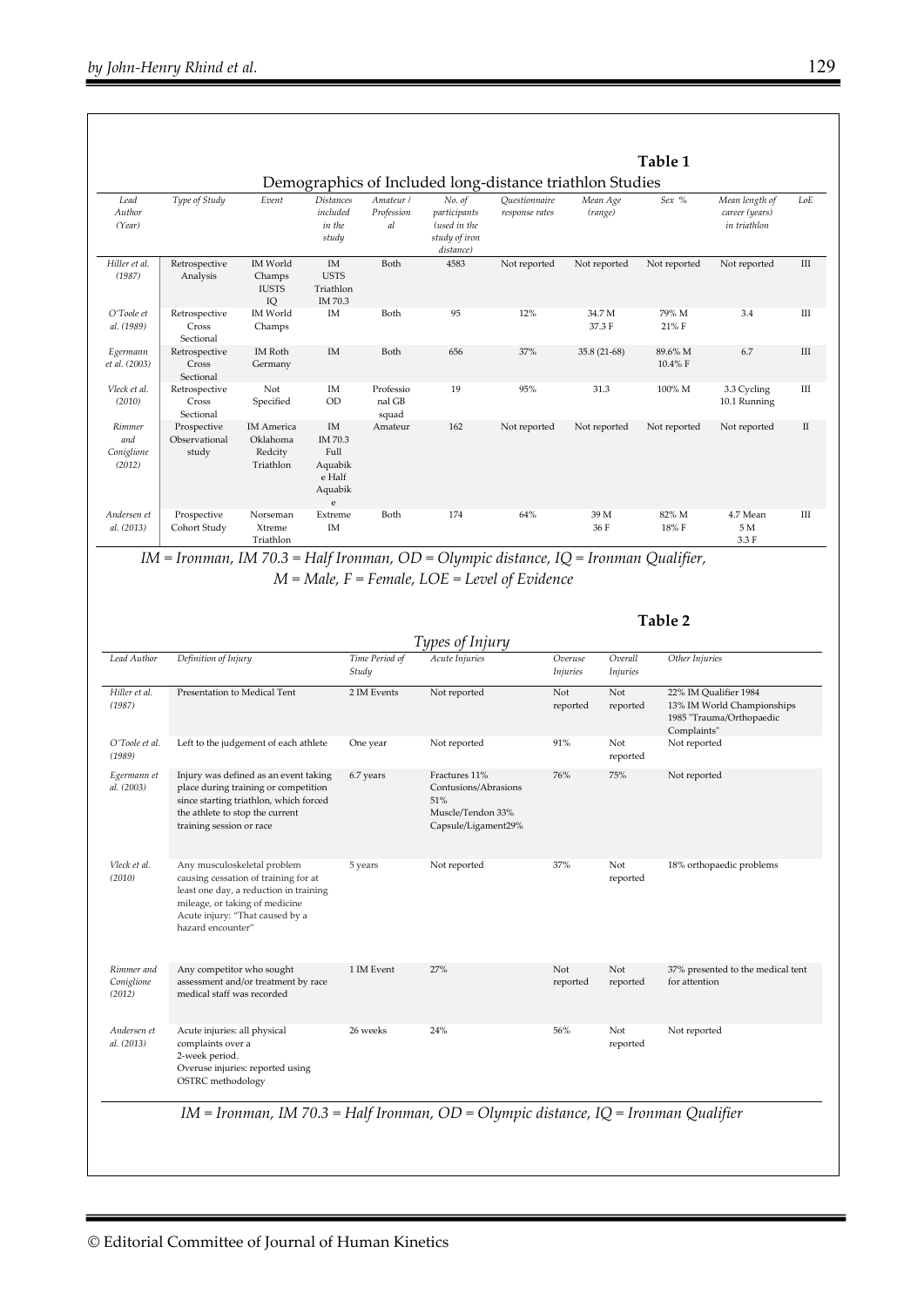**Table 1**

Demographics of Included long-distance triathlon Studies

| *Lead Author (Year)* | *Type of Study* | *Event* | *Distances included in the study* | *Amateur / Professional* | *No. of participants (used in the study of iron distance)* | *Questionnaire response rates* | *Mean Age (range)* | *Sex %* | *Mean length of career (years) in triathlon* | *LoE* |
|---|---|---|---|---|---|---|---|---|---|---|
| *Hiller et al. (1987)* | Retrospective Analysis | IM World Champs IUSTS IQ | IM USTS Triathlon IM 70.3 | Both | 4583 | Not reported | Not reported | Not reported | Not reported | III |
| *O'Toole et al. (1989)* | Retrospective Cross Sectional | IM World Champs | IM | Both | 95 | 12% | 34.7 M 37.3 F | 79% M 21% F | 3.4 | III |
| *Egermann et al. (2003)* | Retrospective Cross Sectional | IM Roth Germany | IM | Both | 656 | 37% | 35.8 (21-68) | 89.6% M 10.4% F | 6.7 | III |
| *Vleck et al. (2010)* | Retrospective Cross Sectional | Not Specified | IM OD | Professional GB squad | 19 | 95% | 31.3 | 100% M | 3.3 Cycling 10.1 Running | III |
| *Rimmer and Coniglione (2012)* | Prospective Observational study | IM America Oklahoma Redcity Triathlon | IM IM 70.3 Full Aquabike Half Aquabike | Amateur | 162 | Not reported | Not reported | Not reported | Not reported | II |
| *Andersen et al. (2013)* | Prospective Cohort Study | Norseman Xtreme Triathlon | Extreme IM | Both | 174 | 64% | 39 M 36 F | 82% M 18% F | 4.7 Mean 5 M 3.3 F | III |

*IM = Ironman, IM 70.3 = Half Ironman, OD = Olympic distance, IQ = Ironman Qualifier, M = Male, F = Female, LOE = Level of Evidence*

**Table 2**

*Types of Injury*

| *Lead Author* | *Definition of Injury* | *Time Period of Study* | *Acute Injuries* | *Overuse Injuries* | *Overall Injuries* | *Other Injuries* |
|---|---|---|---|---|---|---|
| *Hiller et al. (1987)* | Presentation to Medical Tent | 2 IM Events | Not reported | Not reported | Not reported | 22% IM Qualifier 1984 13% IM World Championships 1985 "Trauma/Orthopaedic Complaints" |
| *O'Toole et al. (1989)* | Left to the judgement of each athlete | One year | Not reported | 91% | Not reported | Not reported |
| *Egermann et al. (2003)* | Injury was defined as an event taking place during training or competition since starting triathlon, which forced the athlete to stop the current training session or race | 6.7 years | Fractures 11% Contusions/Abrasions 51% Muscle/Tendon 33% Capsule/Ligament29% | 76% | 75% | Not reported |
| *Vleck et al. (2010)* | Any musculoskeletal problem causing cessation of training for at least one day, a reduction in training mileage, or taking of medicine Acute injury: "That caused by a hazard encounter" | 5 years | Not reported | 37% | Not reported | 18% orthopaedic problems |
| *Rimmer and Coniglione (2012)* | Any competitor who sought assessment and/or treatment by race medical staff was recorded | 1 IM Event | 27% | Not reported | Not reported | 37% presented to the medical tent for attention |
| *Andersen et al. (2013)* | Acute injuries: all physical complaints over a 2-week period. Overuse injuries: reported using OSTRC methodology | 26 weeks | 24% | 56% | Not reported | Not reported |

*IM = Ironman, IM 70.3 = Half Ironman, OD = Olympic distance, IQ = Ironman Qualifier*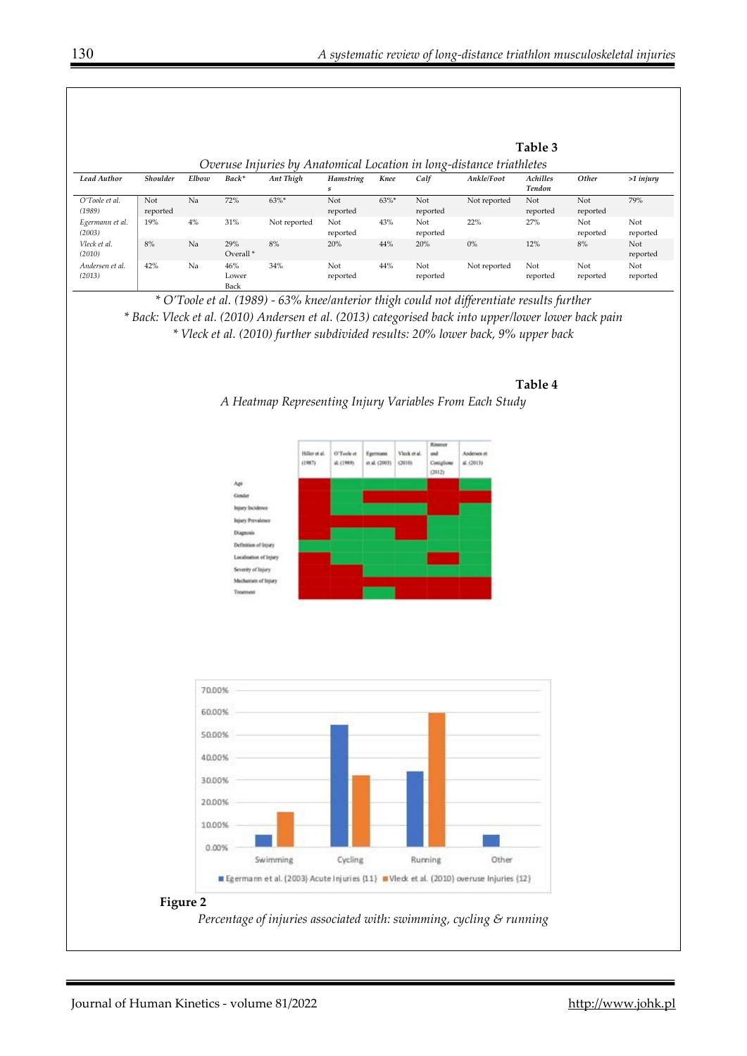**Table 3**

*Overuse Injuries by Anatomical Location in long-distance triathletes*

| Lead Author | Shoulder | Elbow | Back* | Ant Thigh | Hamstrings | Knee | Calf | Ankle/Foot | Achilles Tendon | Other | >1 injury |
|---|---|---|---|---|---|---|---|---|---|---|---|
| O'Toole et al. (1989) | Not reported | Na | 72% | 63%* | Not reported | 63%* | Not reported | Not reported | Not reported | Not reported | 79% |
| Egermann et al. (2003) | 19% | 4% | 31% | Not reported | Not reported | 43% | Not reported | 22% | 27% | Not reported | Not reported |
| Vleck et al. (2010) | 8% | Na | 29% Overall * | 8% | 20% | 44% | 20% | 0% | 12% | 8% | Not reported |
| Andersen et al. (2013) | 42% | Na | 46% Lower Back | 34% | Not reported | 44% | Not reported | Not reported | Not reported | Not reported | Not reported |

*\* O'Toole et al. (1989) - 63% knee/anterior thigh could not differentiate results further*
*\* Back: Vleck et al. (2010) Andersen et al. (2013) categorised back into upper/lower back pain*
*\* Vleck et al. (2010) further subdivided results: 20% lower back, 9% upper back*

**Table 4**

*A Heatmap Representing Injury Variables From Each Study*

Hiller et al. (1987)
O'Toole et al. (1989)
Egermann et al. (2003)
Vleck et al. (2010)
Rimmer and Coniglione (2012)
Andersen et al. (2013)

Age
Gender
Injury Incidence
Injury Prevalence
Diagnosis
Definition of Injury
Localisation of Injury
Severity of Injury
Mechanism of Injury
Treatment

70.00%
60.00%
50.00%
40.00%
30.00%
20.00%
10.00%
0.00%
Swimming
Cycling
Running
Other
Egermann et al. (2003) Acute Injuries (11)
Vleck et al. (2010) overuse Injuries (12)

**Figure 2**

*Percentage of injuries associated with: swimming, cycling & running*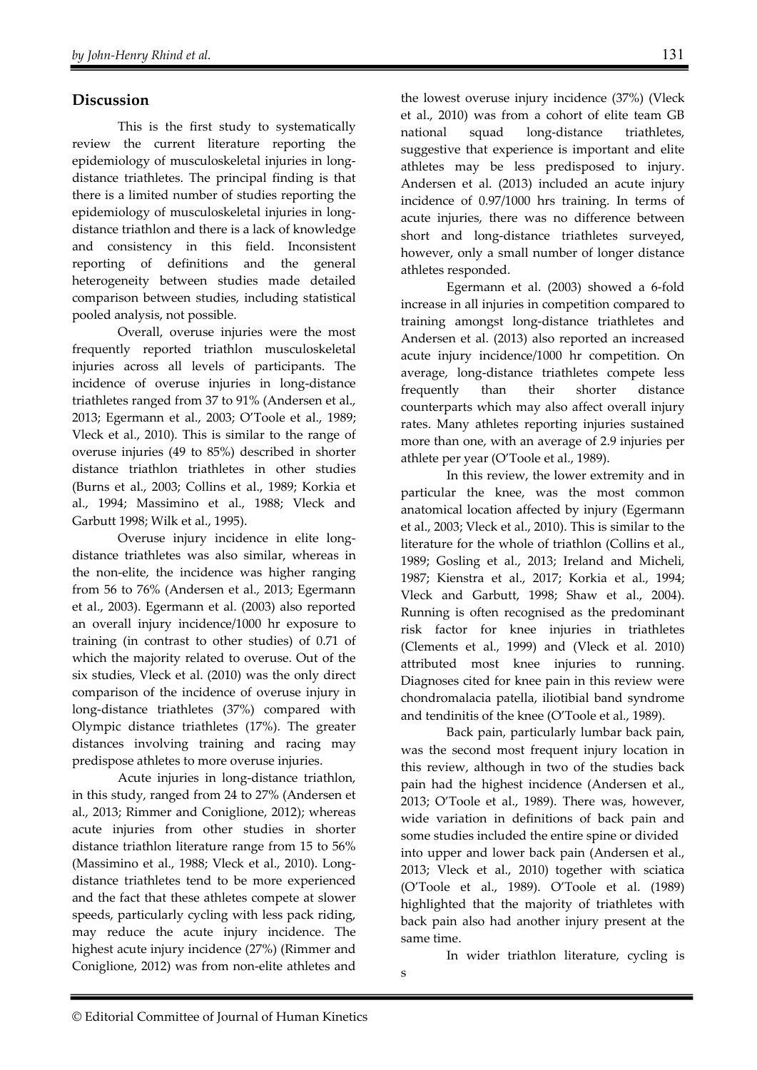## Discussion

This is the first study to systematically review the current literature reporting the epidemiology of musculoskeletal injuries in long-distance triathletes. The principal finding is that there is a limited number of studies reporting the epidemiology of musculoskeletal injuries in long-distance triathlon and there is a lack of knowledge and consistency in this field. Inconsistent reporting of definitions and the general heterogeneity between studies made detailed comparison between studies, including statistical pooled analysis, not possible.

Overall, overuse injuries were the most frequently reported triathlon musculoskeletal injuries across all levels of participants. The incidence of overuse injuries in long-distance triathletes ranged from 37 to 91% (Andersen et al., 2013; Egermann et al., 2003; O'Toole et al., 1989; Vleck et al., 2010). This is similar to the range of overuse injuries (49 to 85%) described in shorter distance triathlon triathletes in other studies (Burns et al., 2003; Collins et al., 1989; Korkia et al., 1994; Massimino et al., 1988; Vleck and Garbutt 1998; Wilk et al., 1995).

Overuse injury incidence in elite long-distance triathletes was also similar, whereas in the non-elite, the incidence was higher ranging from 56 to 76% (Andersen et al., 2013; Egermann et al., 2003). Egermann et al. (2003) also reported an overall injury incidence/1000 hr exposure to training (in contrast to other studies) of 0.71 of which the majority related to overuse. Out of the six studies, Vleck et al. (2010) was the only direct comparison of the incidence of overuse injury in long-distance triathletes (37%) compared with Olympic distance triathletes (17%). The greater distances involving training and racing may predispose athletes to more overuse injuries.

Acute injuries in long-distance triathlon, in this study, ranged from 24 to 27% (Andersen et al., 2013; Rimmer and Coniglione, 2012); whereas acute injuries from other studies in shorter distance triathlon literature range from 15 to 56% (Massimino et al., 1988; Vleck et al., 2010). Long-distance triathletes tend to be more experienced and the fact that these athletes compete at slower speeds, particularly cycling with less pack riding, may reduce the acute injury incidence. The highest acute injury incidence (27%) (Rimmer and Coniglione, 2012) was from non-elite athletes and the lowest overuse injury incidence (37%) (Vleck et al., 2010) was from a cohort of elite team GB national squad long-distance triathletes, suggestive that experience is important and elite athletes may be less predisposed to injury. Andersen et al. (2013) included an acute injury incidence of 0.97/1000 hrs training. In terms of acute injuries, there was no difference between short and long-distance triathletes surveyed, however, only a small number of longer distance athletes responded.

Egermann et al. (2003) showed a 6-fold increase in all injuries in competition compared to training amongst long-distance triathletes and Andersen et al. (2013) also reported an increased acute injury incidence/1000 hr competition. On average, long-distance triathletes compete less frequently than their shorter distance counterparts which may also affect overall injury rates. Many athletes reporting injuries sustained more than one, with an average of 2.9 injuries per athlete per year (O'Toole et al., 1989).

In this review, the lower extremity and in particular the knee, was the most common anatomical location affected by injury (Egermann et al., 2003; Vleck et al., 2010). This is similar to the literature for the whole of triathlon (Collins et al., 1989; Gosling et al., 2013; Ireland and Micheli, 1987; Kienstra et al., 2017; Korkia et al., 1994; Vleck and Garbutt, 1998; Shaw et al., 2004). Running is often recognised as the predominant risk factor for knee injuries in triathletes (Clements et al., 1999) and (Vleck et al. 2010) attributed most knee injuries to running. Diagnoses cited for knee pain in this review were chondromalacia patella, iliotibial band syndrome and tendinitis of the knee (O'Toole et al., 1989).

Back pain, particularly lumbar back pain, was the second most frequent injury location in this review, although in two of the studies back pain had the highest incidence (Andersen et al., 2013; O'Toole et al., 1989). There was, however, wide variation in definitions of back pain and some studies included the entire spine or divided into upper and lower back pain (Andersen et al., 2013; Vleck et al., 2010) together with sciatica (O'Toole et al., 1989). O'Toole et al. (1989) highlighted that the majority of triathletes with back pain also had another injury present at the same time.

In wider triathlon literature, cycling is

s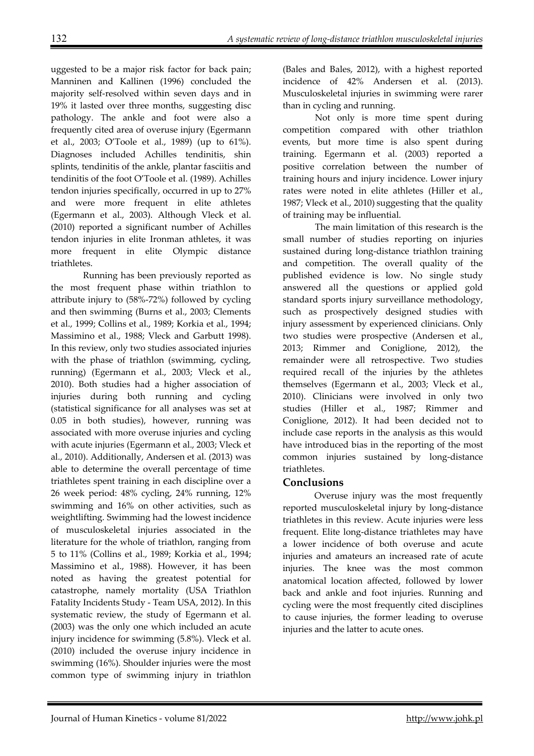uggested to be a major risk factor for back pain; Manninen and Kallinen (1996) concluded the majority self-resolved within seven days and in 19% it lasted over three months, suggesting disc pathology. The ankle and foot were also a frequently cited area of overuse injury (Egermann et al., 2003; O'Toole et al., 1989) (up to 61%). Diagnoses included Achilles tendinitis, shin splints, tendinitis of the ankle, plantar fasciitis and tendinitis of the foot O'Toole et al. (1989). Achilles tendon injuries specifically, occurred in up to 27% and were more frequent in elite athletes (Egermann et al., 2003). Although Vleck et al. (2010) reported a significant number of Achilles tendon injuries in elite Ironman athletes, it was more frequent in elite Olympic distance triathletes.

Running has been previously reported as the most frequent phase within triathlon to attribute injury to (58%-72%) followed by cycling and then swimming (Burns et al., 2003; Clements et al., 1999; Collins et al., 1989; Korkia et al., 1994; Massimino et al., 1988; Vleck and Garbutt 1998). In this review, only two studies associated injuries with the phase of triathlon (swimming, cycling, running) (Egermann et al., 2003; Vleck et al., 2010). Both studies had a higher association of injuries during both running and cycling (statistical significance for all analyses was set at 0.05 in both studies), however, running was associated with more overuse injuries and cycling with acute injuries (Egermann et al., 2003; Vleck et al., 2010). Additionally, Andersen et al. (2013) was able to determine the overall percentage of time triathletes spent training in each discipline over a 26 week period: 48% cycling, 24% running, 12% swimming and 16% on other activities, such as weightlifting. Swimming had the lowest incidence of musculoskeletal injuries associated in the literature for the whole of triathlon, ranging from 5 to 11% (Collins et al., 1989; Korkia et al., 1994; Massimino et al., 1988). However, it has been noted as having the greatest potential for catastrophe, namely mortality (USA Triathlon Fatality Incidents Study - Team USA, 2012). In this systematic review, the study of Egermann et al. (2003) was the only one which included an acute injury incidence for swimming (5.8%). Vleck et al. (2010) included the overuse injury incidence in swimming (16%). Shoulder injuries were the most common type of swimming injury in triathlon (Bales and Bales, 2012), with a highest reported incidence of 42% Andersen et al. (2013). Musculoskeletal injuries in swimming were rarer than in cycling and running.

Not only is more time spent during competition compared with other triathlon events, but more time is also spent during training. Egermann et al. (2003) reported a positive correlation between the number of training hours and injury incidence. Lower injury rates were noted in elite athletes (Hiller et al., 1987; Vleck et al., 2010) suggesting that the quality of training may be influential.

The main limitation of this research is the small number of studies reporting on injuries sustained during long-distance triathlon training and competition. The overall quality of the published evidence is low. No single study answered all the questions or applied gold standard sports injury surveillance methodology, such as prospectively designed studies with injury assessment by experienced clinicians. Only two studies were prospective (Andersen et al., 2013; Rimmer and Coniglione, 2012), the remainder were all retrospective. Two studies required recall of the injuries by the athletes themselves (Egermann et al., 2003; Vleck et al., 2010). Clinicians were involved in only two studies (Hiller et al., 1987; Rimmer and Coniglione, 2012). It had been decided not to include case reports in the analysis as this would have introduced bias in the reporting of the most common injuries sustained by long-distance triathletes.

## Conclusions

Overuse injury was the most frequently reported musculoskeletal injury by long-distance triathletes in this review. Acute injuries were less frequent. Elite long-distance triathletes may have a lower incidence of both overuse and acute injuries and amateurs an increased rate of acute injuries. The knee was the most common anatomical location affected, followed by lower back and ankle and foot injuries. Running and cycling were the most frequently cited disciplines to cause injuries, the former leading to overuse injuries and the latter to acute ones.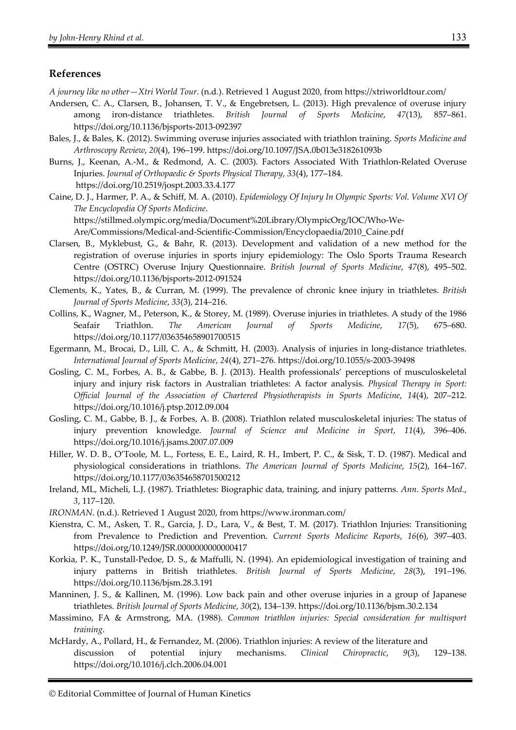## References

*A journey like no other—Xtri World Tour*. (n.d.). Retrieved 1 August 2020, from https://xtriworldtour.com/

Andersen, C. A., Clarsen, B., Johansen, T. V., & Engebretsen, L. (2013). High prevalence of overuse injury among iron-distance triathletes. *British Journal of Sports Medicine*, *47*(13), 857–861. https://doi.org/10.1136/bjsports-2013-092397

Bales, J., & Bales, K. (2012). Swimming overuse injuries associated with triathlon training. *Sports Medicine and Arthroscopy Review*, *20*(4), 196–199. https://doi.org/10.1097/JSA.0b013e318261093b

Burns, J., Keenan, A.-M., & Redmond, A. C. (2003). Factors Associated With Triathlon-Related Overuse Injuries. *Journal of Orthopaedic & Sports Physical Therapy*, *33*(4), 177–184. https://doi.org/10.2519/jospt.2003.33.4.177

Caine, D. J., Harmer, P. A., & Schiff, M. A. (2010). *Epidemiology Of Injury In Olympic Sports: Vol. Volume XVI Of The Encyclopedia Of Sports Medicine*. https://stillmed.olympic.org/media/Document%20Library/OlympicOrg/IOC/Who-We-Are/Commissions/Medical-and-Scientific-Commission/Encyclopaedia/2010_Caine.pdf

Clarsen, B., Myklebust, G., & Bahr, R. (2013). Development and validation of a new method for the registration of overuse injuries in sports injury epidemiology: The Oslo Sports Trauma Research Centre (OSTRC) Overuse Injury Questionnaire. *British Journal of Sports Medicine*, *47*(8), 495–502. https://doi.org/10.1136/bjsports-2012-091524

Clements, K., Yates, B., & Curran, M. (1999). The prevalence of chronic knee injury in triathletes. *British Journal of Sports Medicine*, *33*(3), 214–216.

Collins, K., Wagner, M., Peterson, K., & Storey, M. (1989). Overuse injuries in triathletes. A study of the 1986 Seafair Triathlon. *The American Journal of Sports Medicine*, *17*(5), 675–680. https://doi.org/10.1177/036354658901700515

Egermann, M., Brocai, D., Lill, C. A., & Schmitt, H. (2003). Analysis of injuries in long-distance triathletes. *International Journal of Sports Medicine*, *24*(4), 271–276. https://doi.org/10.1055/s-2003-39498

Gosling, C. M., Forbes, A. B., & Gabbe, B. J. (2013). Health professionals' perceptions of musculoskeletal injury and injury risk factors in Australian triathletes: A factor analysis. *Physical Therapy in Sport: Official Journal of the Association of Chartered Physiotherapists in Sports Medicine*, *14*(4), 207–212. https://doi.org/10.1016/j.ptsp.2012.09.004

Gosling, C. M., Gabbe, B. J., & Forbes, A. B. (2008). Triathlon related musculoskeletal injuries: The status of injury prevention knowledge. *Journal of Science and Medicine in Sport*, *11*(4), 396–406. https://doi.org/10.1016/j.jsams.2007.07.009

Hiller, W. D. B., O'Toole, M. L., Fortess, E. E., Laird, R. H., Imbert, P. C., & Sisk, T. D. (1987). Medical and physiological considerations in triathlons. *The American Journal of Sports Medicine*, *15*(2), 164–167. https://doi.org/10.1177/036354658701500212

Ireland, ML, Micheli, L.J. (1987). Triathletes: Biographic data, training, and injury patterns. *Ann. Sports Med.*, *3*, 117–120.

*IRONMAN*. (n.d.). Retrieved 1 August 2020, from https://www.ironman.com/

Kienstra, C. M., Asken, T. R., Garcia, J. D., Lara, V., & Best, T. M. (2017). Triathlon Injuries: Transitioning from Prevalence to Prediction and Prevention. *Current Sports Medicine Reports*, *16*(6), 397–403. https://doi.org/10.1249/JSR.0000000000000417

Korkia, P. K., Tunstall-Pedoe, D. S., & Maffulli, N. (1994). An epidemiological investigation of training and injury patterns in British triathletes. *British Journal of Sports Medicine*, *28*(3), 191–196. https://doi.org/10.1136/bjsm.28.3.191

Manninen, J. S., & Kallinen, M. (1996). Low back pain and other overuse injuries in a group of Japanese triathletes. *British Journal of Sports Medicine*, *30*(2), 134–139. https://doi.org/10.1136/bjsm.30.2.134

Massimino, FA & Armstrong, MA. (1988). *Common triathlon injuries: Special consideration for multisport training*.

McHardy, A., Pollard, H., & Fernandez, M. (2006). Triathlon injuries: A review of the literature and discussion of potential injury mechanisms. *Clinical Chiropractic*, *9*(3), 129–138. https://doi.org/10.1016/j.clch.2006.04.001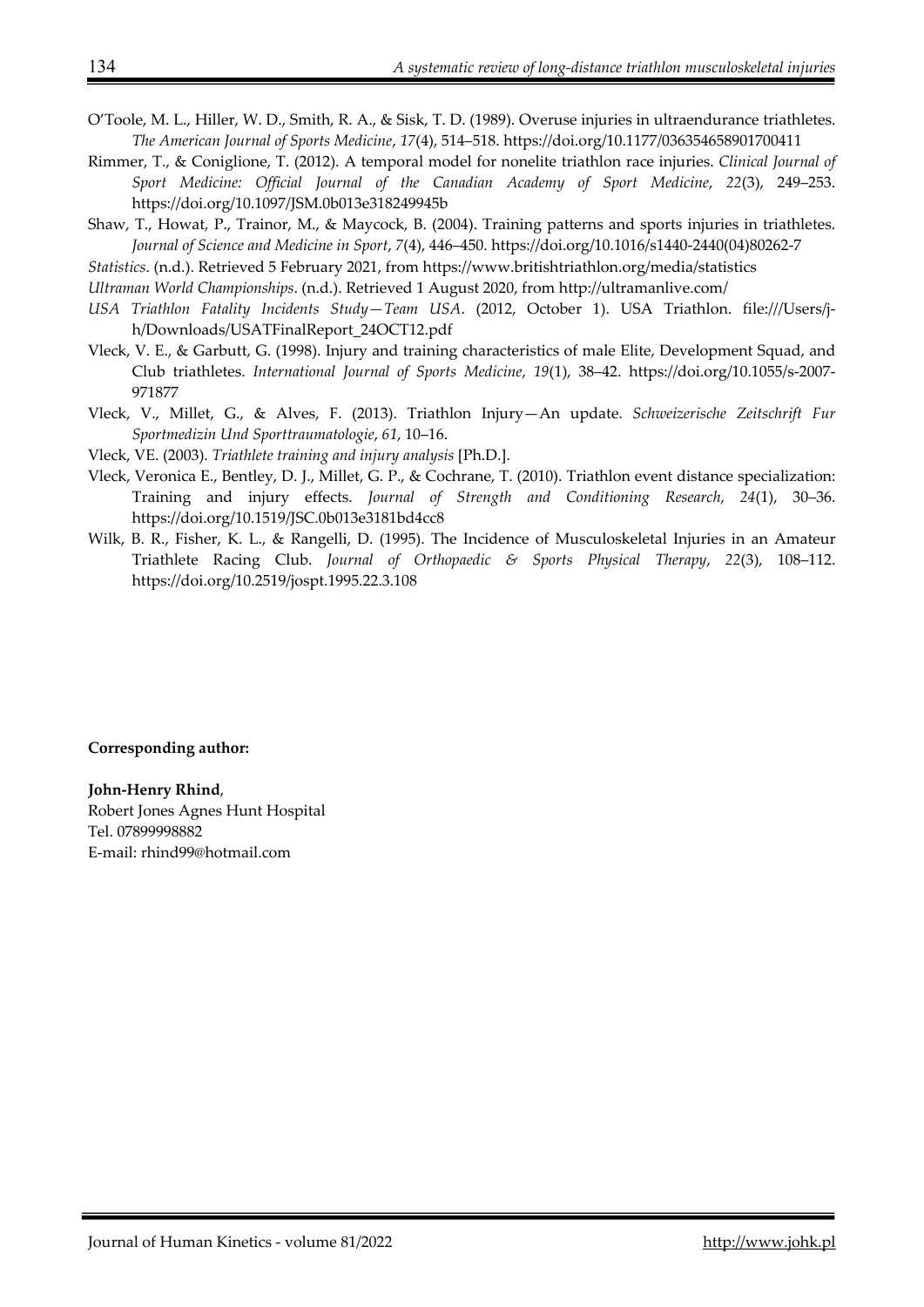O'Toole, M. L., Hiller, W. D., Smith, R. A., & Sisk, T. D. (1989). Overuse injuries in ultraendurance triathletes. *The American Journal of Sports Medicine*, *17*(4), 514–518. https://doi.org/10.1177/036354658901700411

Rimmer, T., & Coniglione, T. (2012). A temporal model for nonelite triathlon race injuries. *Clinical Journal of Sport Medicine: Official Journal of the Canadian Academy of Sport Medicine*, *22*(3), 249–253. https://doi.org/10.1097/JSM.0b013e318249945b

Shaw, T., Howat, P., Trainor, M., & Maycock, B. (2004). Training patterns and sports injuries in triathletes. *Journal of Science and Medicine in Sport*, *7*(4), 446–450. https://doi.org/10.1016/s1440-2440(04)80262-7

*Statistics*. (n.d.). Retrieved 5 February 2021, from https://www.britishtriathlon.org/media/statistics

*Ultraman World Championships*. (n.d.). Retrieved 1 August 2020, from http://ultramanlive.com/

*USA Triathlon Fatality Incidents Study—Team USA*. (2012, October 1). USA Triathlon. file:///Users/j-h/Downloads/USATFinalReport_24OCT12.pdf

Vleck, V. E., & Garbutt, G. (1998). Injury and training characteristics of male Elite, Development Squad, and Club triathletes. *International Journal of Sports Medicine*, *19*(1), 38–42. https://doi.org/10.1055/s-2007-971877

Vleck, V., Millet, G., & Alves, F. (2013). Triathlon Injury—An update. *Schweizerische Zeitschrift Fur Sportmedizin Und Sporttraumatologie*, *61*, 10–16.

Vleck, VE. (2003). *Triathlete training and injury analysis* [Ph.D.].

Vleck, Veronica E., Bentley, D. J., Millet, G. P., & Cochrane, T. (2010). Triathlon event distance specialization: Training and injury effects. *Journal of Strength and Conditioning Research*, *24*(1), 30–36. https://doi.org/10.1519/JSC.0b013e3181bd4cc8

Wilk, B. R., Fisher, K. L., & Rangelli, D. (1995). The Incidence of Musculoskeletal Injuries in an Amateur Triathlete Racing Club. *Journal of Orthopaedic & Sports Physical Therapy*, *22*(3), 108–112. https://doi.org/10.2519/jospt.1995.22.3.108

**Corresponding author:**

**John-Henry Rhind**,
Robert Jones Agnes Hunt Hospital
Tel. 07899998882
E-mail: rhind99@hotmail.com